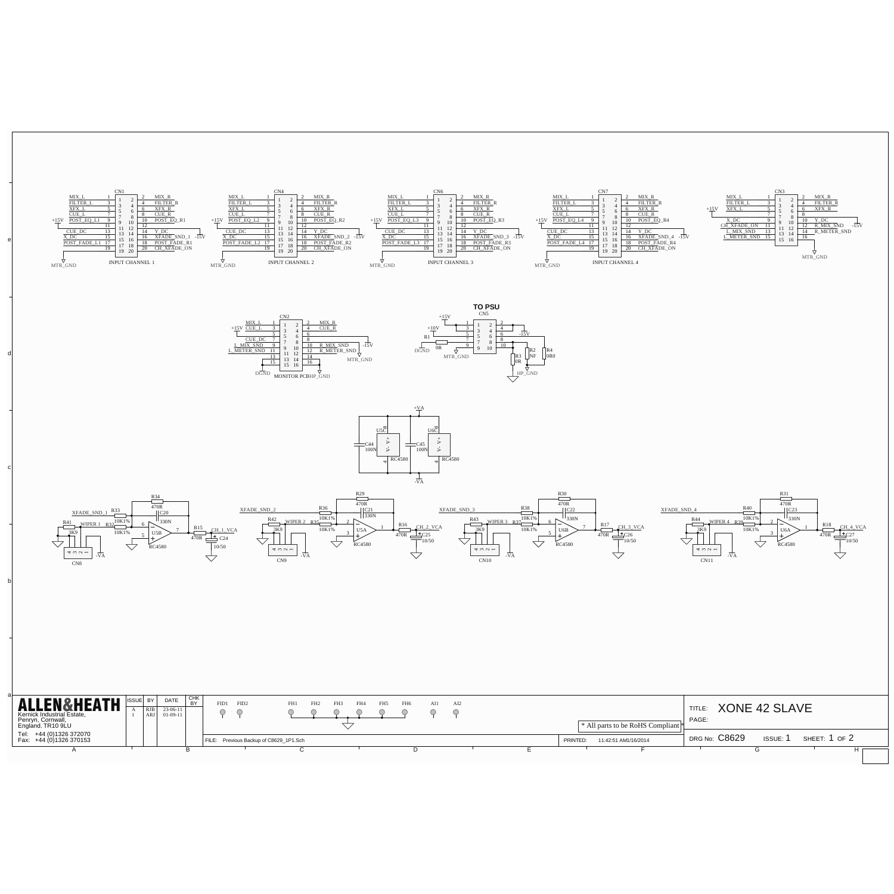**INPUT CHANNEL 1** (CN1)

| Signal | Pin | Pin | Signal |
|---|---|---|---|
| MIX_L | 1 | 2 | MIX_R |
| FILTER_L | 3 | 4 | FILTER_R |
| XFX_L | 5 | 6 | XFX_R |
| CUE_L | 7 | 8 | CUE_R |
| POST_EQ_L1 | 9 | 10 | POST_EQ_R1 |
| | 11 | 12 | |
| CUE_DC | 13 | 14 | Y_DC |
| X_DC | 15 | 16 | XFADE_SND_1 |
| POST_FADE_L1 | 17 | 18 | POST_FADE_R1 |
| | 19 | 20 | CH_XFADE_ON |

**INPUT CHANNEL 2** (CN4)

| Signal | Pin | Pin | Signal |
|---|---|---|---|
| MIX_L | 1 | 2 | MIX_R |
| FILTER_L | 3 | 4 | FILTER_R |
| XFX_L | 5 | 6 | XFX_R |
| CUE_L | 7 | 8 | CUE_R |
| POST_EQ_L2 | 9 | 10 | POST_EQ_R2 |
| | 11 | 12 | |
| CUE_DC | 13 | 14 | Y_DC |
| X_DC | 15 | 16 | XFADE_SND_2 |
| POST_FADE_L2 | 17 | 18 | POST_FADE_R2 |
| | 19 | 20 | CH_XFADE_ON |

**INPUT CHANNEL 3** (CN6)

| Signal | Pin | Pin | Signal |
|---|---|---|---|
| MIX_L | 1 | 2 | MIX_R |
| FILTER_L | 3 | 4 | FILTER_R |
| XFX_L | 5 | 6 | XFX_R |
| CUE_L | 7 | 8 | CUE_R |
| POST_EQ_L3 | 9 | 10 | POST_EQ_R3 |
| | 11 | 12 | |
| CUE_DC | 13 | 14 | Y_DC |
| X_DC | 15 | 16 | XFADE_SND_3 |
| POST_FADE_L3 | 17 | 18 | POST_FADE_R3 |
| | 19 | 20 | CH_XFADE_ON |

**INPUT CHANNEL 4** (CN7)

| Signal | Pin | Pin | Signal |
|---|---|---|---|
| MIX_L | 1 | 2 | MIX_R |
| FILTER_L | 3 | 4 | FILTER_R |
| XFX_L | 5 | 6 | XFX_R |
| CUE_L | 7 | 8 | CUE_R |
| POST_EQ_L4 | 9 | 10 | POST_EQ_R4 |
| | 11 | 12 | |
| CUE_DC | 13 | 14 | Y_DC |
| X_DC | 15 | 16 | XFADE_SND_4 |
| POST_FADE_L4 | 17 | 18 | POST_FADE_R4 |
| | 19 | 20 | CH_XFADE_ON |

**CN3**

| Signal | Pin | Pin | Signal |
|---|---|---|---|
| MIX_L | 1 | 2 | MIX_R |
| FILTER_L | 3 | 4 | FILTER_R |
| XFX_L | 5 | 6 | XFX_R |
| | 7 | 8 | |
| X_DC | 9 | 10 | Y_DC |
| CH_XFADE_ON | 11 | 12 | R_MIX_SND |
| L_MIX_SND | 13 | 14 | R_METER_SND |
| L_METER_SND | 15 | 16 | |

**MONITOR PCB** (CN2)

| Signal | Pin | Pin | Signal |
|---|---|---|---|
| MIX_L | 1 | 2 | MIX_R |
| CUE_L | 3 | 4 | CUE_R |
| | 5 | 6 | |
| CUE_DC | 7 | 8 | |
| L_MIX_SND | 9 | 10 | R_MIX_SND |
| L_METER_SND | 11 | 12 | R_METER_SND |
| | 13 | 14 | |
| | 15 | 16 | |

**TO PSU** (CN5): +15V, +10V, -15V, R1 0R, R2 NF, R3 0R, R4 0R0, DGND, MTR_GND, HP_GND

Power: +VA, -VA, U5C, U6C RC4580, C44 100N, C45 100N

XFADE_SND_1: R33, R34 470R, C20 330N, R41, WIPER 1, R32 10K1%, 3K9, U5B RC4580, R15 470R, CH_1_VCA, C24 10/50, CN8, -VA

XFADE_SND_2: R36 10K1%, R29 470R, C21 330N, R42, WIPER 2, R35 10K1%, 3K9, U5A RC4580, R16 470R, CH_2_VCA, C25 10/50, CN9, -VA

XFADE_SND_3: R38 10K1%, R30 470R, C22 330N, R43, WIPER 3, R37 10K1%, 3K9, U6B RC4580, R17 470R, CH_3_VCA, C26 10/50, CN10, -VA

XFADE_SND_4: R40 10K1%, R31 470R, C23 330N, R44, WIPER 4, R39 10K1%, 3K9, U6A RC4580, R18 470R, CH_4_VCA, C27 10/50, CN11, -VA

FID1 FID2 FH1 FH2 FH3 FH4 FH5 FH6 AI1 AI2

**ALLEN&HEATH**
Kernick Industrial Estate,
Penryn, Cornwall,
England. TR10 9LU
Tel: +44 (0)1326 372070
Fax: +44 (0)1326 370153

| ISSUE | BY | DATE | CHK BY |
|---|---|---|---|
| A | RJB | 23-06-11 | |
| 1 | ARJ | 01-09-11 | |

\* All parts to be RoHS Compliant

FILE: Previous Backup of C8629_1P1.Sch — PRINTED: 11:42:51 AM1/16/2014

TITLE: XONE 42 SLAVE
PAGE:
DRG No: C8629 ISSUE: 1 SHEET: 1 OF 2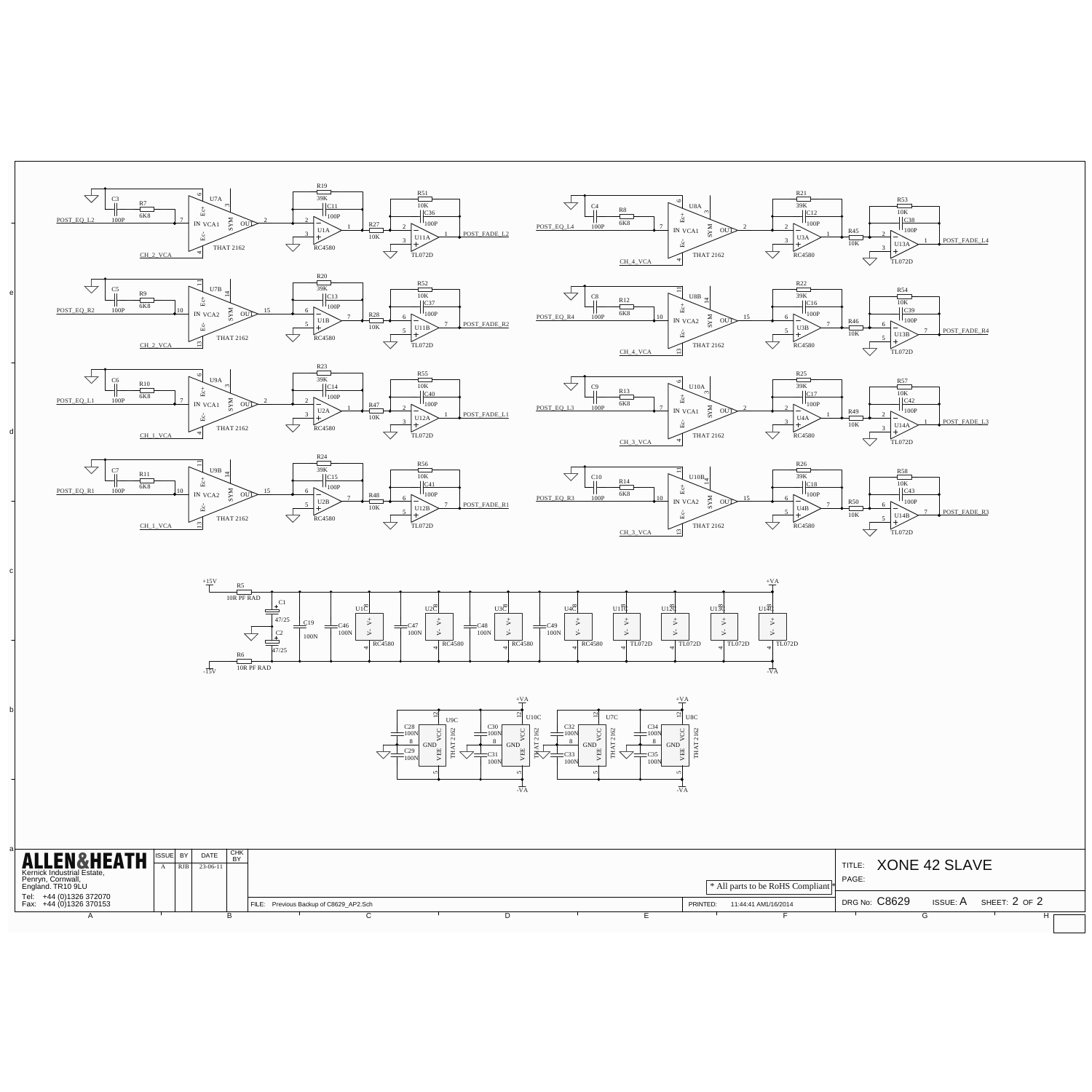POST_EQ_L2, C3 100P, R7 6K8, U7A THAT 2162 (IN VCA1, Ec+, Ec-, SYM, OUT), CH_2_VCA, R19 39K, C11 100P, U1A RC4580, R27 10K, R51 10K, C36 100P, U11A TL072D, POST_FADE_L2

POST_EQ_R2, C5 100P, R9 6K8, U7B THAT 2162 (IN VCA2), CH_2_VCA, R20 39K, C13 100P, U1B RC4580, R28 10K, R52 10K, C37 100P, U11B TL072D, POST_FADE_R2

POST_EQ_L1, C6 100P, R10 6K8, U9A THAT 2162 (IN VCA1), CH_1_VCA, R23 39K, C14 100P, U2A RC4580, R47 10K, R55 10K, C40 100P, U12A TL072D, POST_FADE_L1

POST_EQ_R1, C7 100P, R11 6K8, U9B THAT 2162 (IN VCA2), CH_1_VCA, R24 39K, C15 100P, U2B RC4580, R48 10K, R56 10K, C41 100P, U12B TL072D, POST_FADE_R1

POST_EQ_L4, C4 100P, R8 6K8, U8A THAT 2162 (IN VCA1), CH_4_VCA, R21 39K, C12 100P, U3A RC4580, R45 10K, R53 10K, C38 100P, U13A TL072D, POST_FADE_L4

POST_EQ_R4, C8 100P, R12 6K8, U8B THAT 2162 (IN VCA2), CH_4_VCA, R22 39K, C16 100P, U3B RC4580, R46 10K, R54 10K, C39 100P, U13B TL072D, POST_FADE_R4

POST_EQ_L3, C9 100P, R13 6K8, U10A THAT 2162 (IN VCA1), CH_3_VCA, R25 39K, C17 100P, U4A RC4580, R49 10K, R57 10K, C42 100P, U14A TL072D, POST_FADE_L3

POST_EQ_R3, C10 100P, R14 6K8, U10B THAT 2162 (IN VCA2), CH_3_VCA, R26 39K, C18 100P, U4B RC4580, R50 10K, R58 10K, C43 100P, U14B TL072D, POST_FADE_R3

+15V, R5 10R PF RAD, C1 47/25, C2 47/25, R6 10R PF RAD, -15V, C19 100N, C46 100N, C47 100N, C48 100N, C49 100N, +VA, -VA

U1C RC4580, U2C RC4580, U3C RC4580, U4C RC4580, U11C TL072D, U12C TL072D, U13C TL072D, U14C TL072D

C28 100N, C29 100N, U9C THAT 2162; C30 100N, C31 100N, U10C THAT 2162; C32 100N, C33 100N, U7C THAT 2162; C34 100N, C35 100N, U8C THAT 2162 (VCC, GND, VEE), +VA, -VA

| ALLEN&HEATH | ISSUE | BY | DATE | CHK BY |
|---|---|---|---|---|
| Kernick Industrial Estate, Penryn, Cornwall, England. TR10 9LU | A | RJB | 23-06-11 | |
| Tel: +44 (0)1326 372070 Fax: +44 (0)1326 370153 | | | | |

\* All parts to be RoHS Compliant

FILE: Previous Backup of C8629_AP2.Sch

PRINTED: 11:44:41 AM1/16/2014

TITLE: XONE 42 SLAVE

PAGE:

DRG No: C8629 ISSUE: A SHEET: 2 OF 2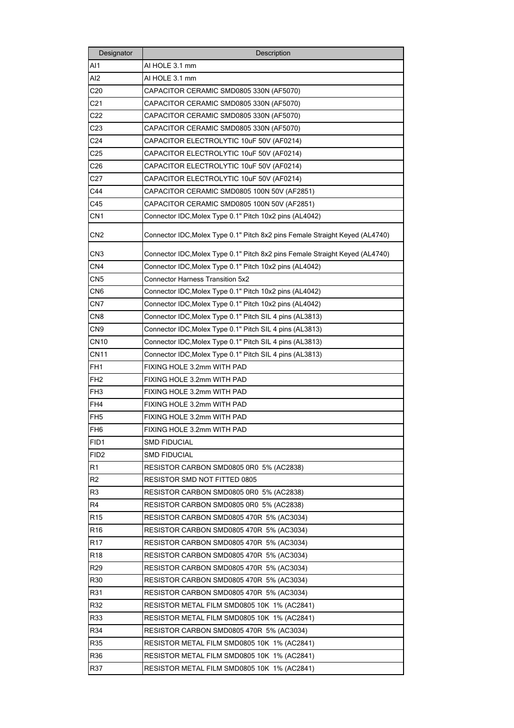| Designator | Description |
|---|---|
| AI1 | AI HOLE 3.1 mm |
| AI2 | AI HOLE 3.1 mm |
| C20 | CAPACITOR CERAMIC SMD0805 330N (AF5070) |
| C21 | CAPACITOR CERAMIC SMD0805 330N (AF5070) |
| C22 | CAPACITOR CERAMIC SMD0805 330N (AF5070) |
| C23 | CAPACITOR CERAMIC SMD0805 330N (AF5070) |
| C24 | CAPACITOR ELECTROLYTIC 10uF 50V (AF0214) |
| C25 | CAPACITOR ELECTROLYTIC 10uF 50V (AF0214) |
| C26 | CAPACITOR ELECTROLYTIC 10uF 50V (AF0214) |
| C27 | CAPACITOR ELECTROLYTIC 10uF 50V (AF0214) |
| C44 | CAPACITOR CERAMIC SMD0805 100N 50V (AF2851) |
| C45 | CAPACITOR CERAMIC SMD0805 100N 50V (AF2851) |
| CN1 | Connector IDC,Molex Type 0.1" Pitch 10x2 pins (AL4042) |
| CN2 | Connector IDC,Molex Type 0.1" Pitch 8x2 pins Female Straight Keyed (AL4740) |
| CN3 | Connector IDC,Molex Type 0.1" Pitch 8x2 pins Female Straight Keyed (AL4740) |
| CN4 | Connector IDC,Molex Type 0.1" Pitch 10x2 pins (AL4042) |
| CN5 | Connector Harness Transition 5x2 |
| CN6 | Connector IDC,Molex Type 0.1" Pitch 10x2 pins (AL4042) |
| CN7 | Connector IDC,Molex Type 0.1" Pitch 10x2 pins (AL4042) |
| CN8 | Connector IDC,Molex Type 0.1" Pitch SIL 4 pins (AL3813) |
| CN9 | Connector IDC,Molex Type 0.1" Pitch SIL 4 pins (AL3813) |
| CN10 | Connector IDC,Molex Type 0.1" Pitch SIL 4 pins (AL3813) |
| CN11 | Connector IDC,Molex Type 0.1" Pitch SIL 4 pins (AL3813) |
| FH1 | FIXING HOLE 3.2mm WITH PAD |
| FH2 | FIXING HOLE 3.2mm WITH PAD |
| FH3 | FIXING HOLE 3.2mm WITH PAD |
| FH4 | FIXING HOLE 3.2mm WITH PAD |
| FH5 | FIXING HOLE 3.2mm WITH PAD |
| FH6 | FIXING HOLE 3.2mm WITH PAD |
| FID1 | SMD FIDUCIAL |
| FID2 | SMD FIDUCIAL |
| R1 | RESISTOR CARBON SMD0805 0R0 5% (AC2838) |
| R2 | RESISTOR SMD NOT FITTED 0805 |
| R3 | RESISTOR CARBON SMD0805 0R0 5% (AC2838) |
| R4 | RESISTOR CARBON SMD0805 0R0 5% (AC2838) |
| R15 | RESISTOR CARBON SMD0805 470R 5% (AC3034) |
| R16 | RESISTOR CARBON SMD0805 470R 5% (AC3034) |
| R17 | RESISTOR CARBON SMD0805 470R 5% (AC3034) |
| R18 | RESISTOR CARBON SMD0805 470R 5% (AC3034) |
| R29 | RESISTOR CARBON SMD0805 470R 5% (AC3034) |
| R30 | RESISTOR CARBON SMD0805 470R 5% (AC3034) |
| R31 | RESISTOR CARBON SMD0805 470R 5% (AC3034) |
| R32 | RESISTOR METAL FILM SMD0805 10K 1% (AC2841) |
| R33 | RESISTOR METAL FILM SMD0805 10K 1% (AC2841) |
| R34 | RESISTOR CARBON SMD0805 470R 5% (AC3034) |
| R35 | RESISTOR METAL FILM SMD0805 10K 1% (AC2841) |
| R36 | RESISTOR METAL FILM SMD0805 10K 1% (AC2841) |
| R37 | RESISTOR METAL FILM SMD0805 10K 1% (AC2841) |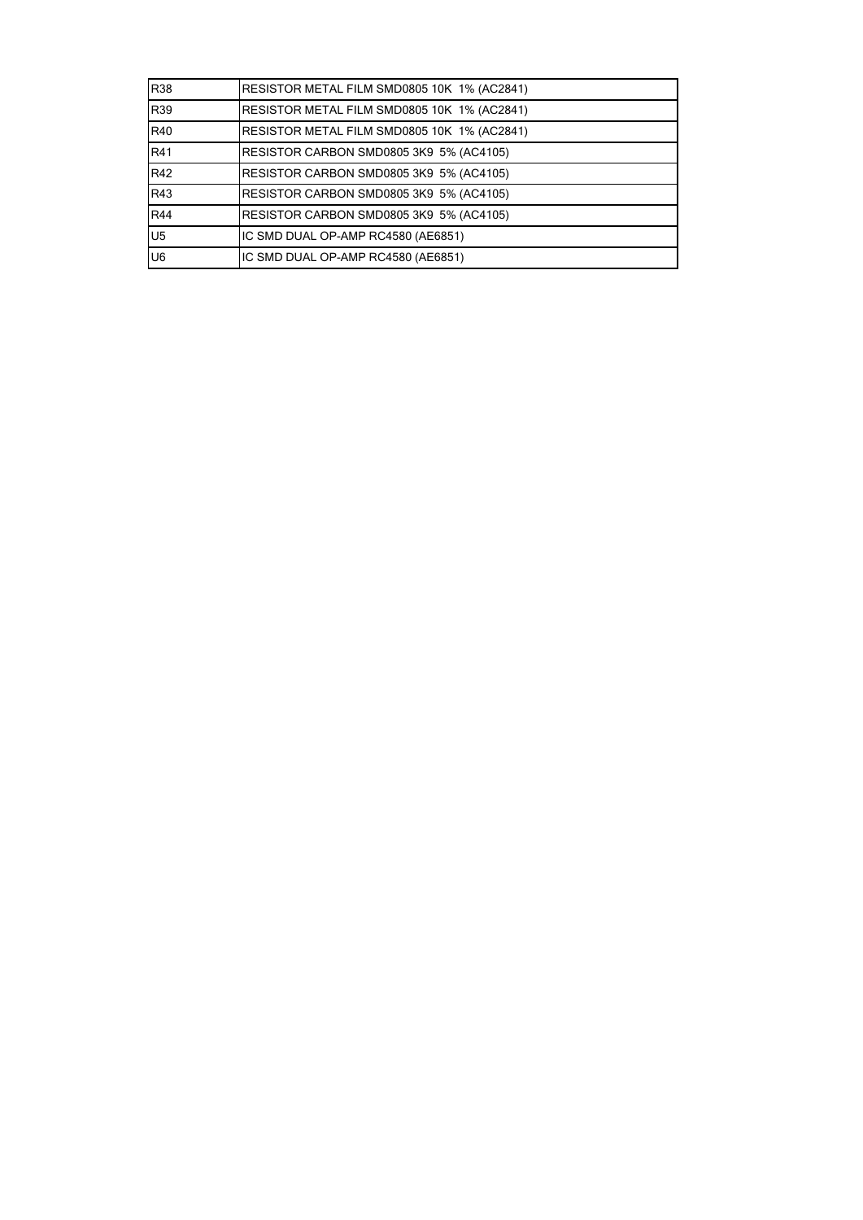| R38 | RESISTOR METAL FILM SMD0805 10K  1% (AC2841) |
|---|---|
| R39 | RESISTOR METAL FILM SMD0805 10K  1% (AC2841) |
| R40 | RESISTOR METAL FILM SMD0805 10K  1% (AC2841) |
| R41 | RESISTOR CARBON SMD0805 3K9  5% (AC4105) |
| R42 | RESISTOR CARBON SMD0805 3K9  5% (AC4105) |
| R43 | RESISTOR CARBON SMD0805 3K9  5% (AC4105) |
| R44 | RESISTOR CARBON SMD0805 3K9  5% (AC4105) |
| U5 | IC SMD DUAL OP-AMP RC4580 (AE6851) |
| U6 | IC SMD DUAL OP-AMP RC4580 (AE6851) |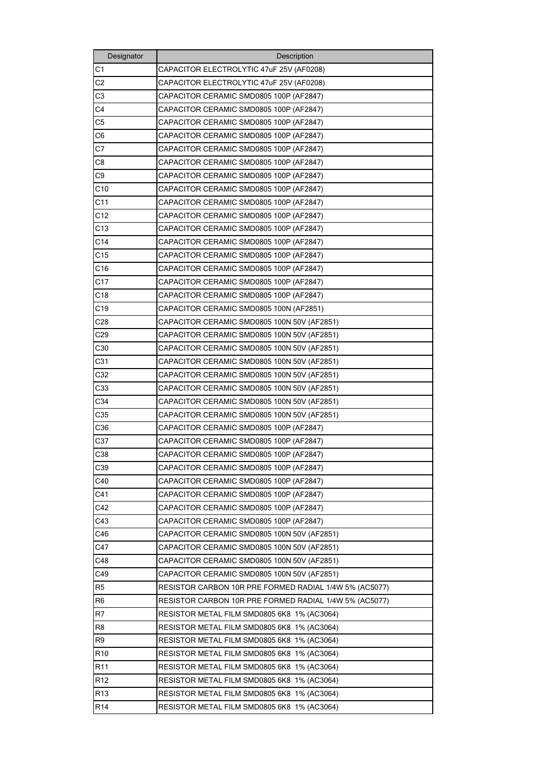| Designator | Description |
|---|---|
| C1 | CAPACITOR ELECTROLYTIC 47uF 25V (AF0208) |
| C2 | CAPACITOR ELECTROLYTIC 47uF 25V (AF0208) |
| C3 | CAPACITOR CERAMIC SMD0805 100P (AF2847) |
| C4 | CAPACITOR CERAMIC SMD0805 100P (AF2847) |
| C5 | CAPACITOR CERAMIC SMD0805 100P (AF2847) |
| C6 | CAPACITOR CERAMIC SMD0805 100P (AF2847) |
| C7 | CAPACITOR CERAMIC SMD0805 100P (AF2847) |
| C8 | CAPACITOR CERAMIC SMD0805 100P (AF2847) |
| C9 | CAPACITOR CERAMIC SMD0805 100P (AF2847) |
| C10 | CAPACITOR CERAMIC SMD0805 100P (AF2847) |
| C11 | CAPACITOR CERAMIC SMD0805 100P (AF2847) |
| C12 | CAPACITOR CERAMIC SMD0805 100P (AF2847) |
| C13 | CAPACITOR CERAMIC SMD0805 100P (AF2847) |
| C14 | CAPACITOR CERAMIC SMD0805 100P (AF2847) |
| C15 | CAPACITOR CERAMIC SMD0805 100P (AF2847) |
| C16 | CAPACITOR CERAMIC SMD0805 100P (AF2847) |
| C17 | CAPACITOR CERAMIC SMD0805 100P (AF2847) |
| C18 | CAPACITOR CERAMIC SMD0805 100P (AF2847) |
| C19 | CAPACITOR CERAMIC SMD0805 100N (AF2851) |
| C28 | CAPACITOR CERAMIC SMD0805 100N 50V (AF2851) |
| C29 | CAPACITOR CERAMIC SMD0805 100N 50V (AF2851) |
| C30 | CAPACITOR CERAMIC SMD0805 100N 50V (AF2851) |
| C31 | CAPACITOR CERAMIC SMD0805 100N 50V (AF2851) |
| C32 | CAPACITOR CERAMIC SMD0805 100N 50V (AF2851) |
| C33 | CAPACITOR CERAMIC SMD0805 100N 50V (AF2851) |
| C34 | CAPACITOR CERAMIC SMD0805 100N 50V (AF2851) |
| C35 | CAPACITOR CERAMIC SMD0805 100N 50V (AF2851) |
| C36 | CAPACITOR CERAMIC SMD0805 100P (AF2847) |
| C37 | CAPACITOR CERAMIC SMD0805 100P (AF2847) |
| C38 | CAPACITOR CERAMIC SMD0805 100P (AF2847) |
| C39 | CAPACITOR CERAMIC SMD0805 100P (AF2847) |
| C40 | CAPACITOR CERAMIC SMD0805 100P (AF2847) |
| C41 | CAPACITOR CERAMIC SMD0805 100P (AF2847) |
| C42 | CAPACITOR CERAMIC SMD0805 100P (AF2847) |
| C43 | CAPACITOR CERAMIC SMD0805 100P (AF2847) |
| C46 | CAPACITOR CERAMIC SMD0805 100N 50V (AF2851) |
| C47 | CAPACITOR CERAMIC SMD0805 100N 50V (AF2851) |
| C48 | CAPACITOR CERAMIC SMD0805 100N 50V (AF2851) |
| C49 | CAPACITOR CERAMIC SMD0805 100N 50V (AF2851) |
| R5 | RESISTOR CARBON 10R PRE FORMED RADIAL 1/4W 5% (AC5077) |
| R6 | RESISTOR CARBON 10R PRE FORMED RADIAL 1/4W 5% (AC5077) |
| R7 | RESISTOR METAL FILM SMD0805 6K8 1% (AC3064) |
| R8 | RESISTOR METAL FILM SMD0805 6K8 1% (AC3064) |
| R9 | RESISTOR METAL FILM SMD0805 6K8 1% (AC3064) |
| R10 | RESISTOR METAL FILM SMD0805 6K8 1% (AC3064) |
| R11 | RESISTOR METAL FILM SMD0805 6K8 1% (AC3064) |
| R12 | RESISTOR METAL FILM SMD0805 6K8 1% (AC3064) |
| R13 | RESISTOR METAL FILM SMD0805 6K8 1% (AC3064) |
| R14 | RESISTOR METAL FILM SMD0805 6K8 1% (AC3064) |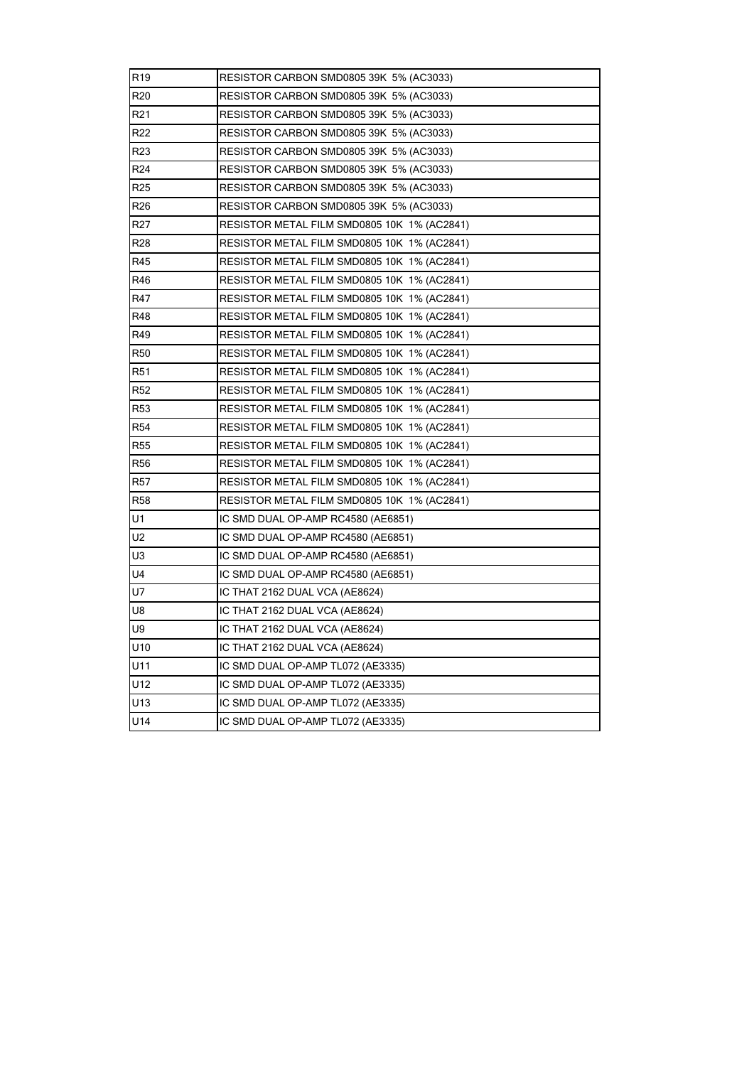| | |
|---|---|
| R19 | RESISTOR CARBON SMD0805 39K 5% (AC3033) |
| R20 | RESISTOR CARBON SMD0805 39K 5% (AC3033) |
| R21 | RESISTOR CARBON SMD0805 39K 5% (AC3033) |
| R22 | RESISTOR CARBON SMD0805 39K 5% (AC3033) |
| R23 | RESISTOR CARBON SMD0805 39K 5% (AC3033) |
| R24 | RESISTOR CARBON SMD0805 39K 5% (AC3033) |
| R25 | RESISTOR CARBON SMD0805 39K 5% (AC3033) |
| R26 | RESISTOR CARBON SMD0805 39K 5% (AC3033) |
| R27 | RESISTOR METAL FILM SMD0805 10K 1% (AC2841) |
| R28 | RESISTOR METAL FILM SMD0805 10K 1% (AC2841) |
| R45 | RESISTOR METAL FILM SMD0805 10K 1% (AC2841) |
| R46 | RESISTOR METAL FILM SMD0805 10K 1% (AC2841) |
| R47 | RESISTOR METAL FILM SMD0805 10K 1% (AC2841) |
| R48 | RESISTOR METAL FILM SMD0805 10K 1% (AC2841) |
| R49 | RESISTOR METAL FILM SMD0805 10K 1% (AC2841) |
| R50 | RESISTOR METAL FILM SMD0805 10K 1% (AC2841) |
| R51 | RESISTOR METAL FILM SMD0805 10K 1% (AC2841) |
| R52 | RESISTOR METAL FILM SMD0805 10K 1% (AC2841) |
| R53 | RESISTOR METAL FILM SMD0805 10K 1% (AC2841) |
| R54 | RESISTOR METAL FILM SMD0805 10K 1% (AC2841) |
| R55 | RESISTOR METAL FILM SMD0805 10K 1% (AC2841) |
| R56 | RESISTOR METAL FILM SMD0805 10K 1% (AC2841) |
| R57 | RESISTOR METAL FILM SMD0805 10K 1% (AC2841) |
| R58 | RESISTOR METAL FILM SMD0805 10K 1% (AC2841) |
| U1 | IC SMD DUAL OP-AMP RC4580 (AE6851) |
| U2 | IC SMD DUAL OP-AMP RC4580 (AE6851) |
| U3 | IC SMD DUAL OP-AMP RC4580 (AE6851) |
| U4 | IC SMD DUAL OP-AMP RC4580 (AE6851) |
| U7 | IC THAT 2162 DUAL VCA (AE8624) |
| U8 | IC THAT 2162 DUAL VCA (AE8624) |
| U9 | IC THAT 2162 DUAL VCA (AE8624) |
| U10 | IC THAT 2162 DUAL VCA (AE8624) |
| U11 | IC SMD DUAL OP-AMP TL072 (AE3335) |
| U12 | IC SMD DUAL OP-AMP TL072 (AE3335) |
| U13 | IC SMD DUAL OP-AMP TL072 (AE3335) |
| U14 | IC SMD DUAL OP-AMP TL072 (AE3335) |